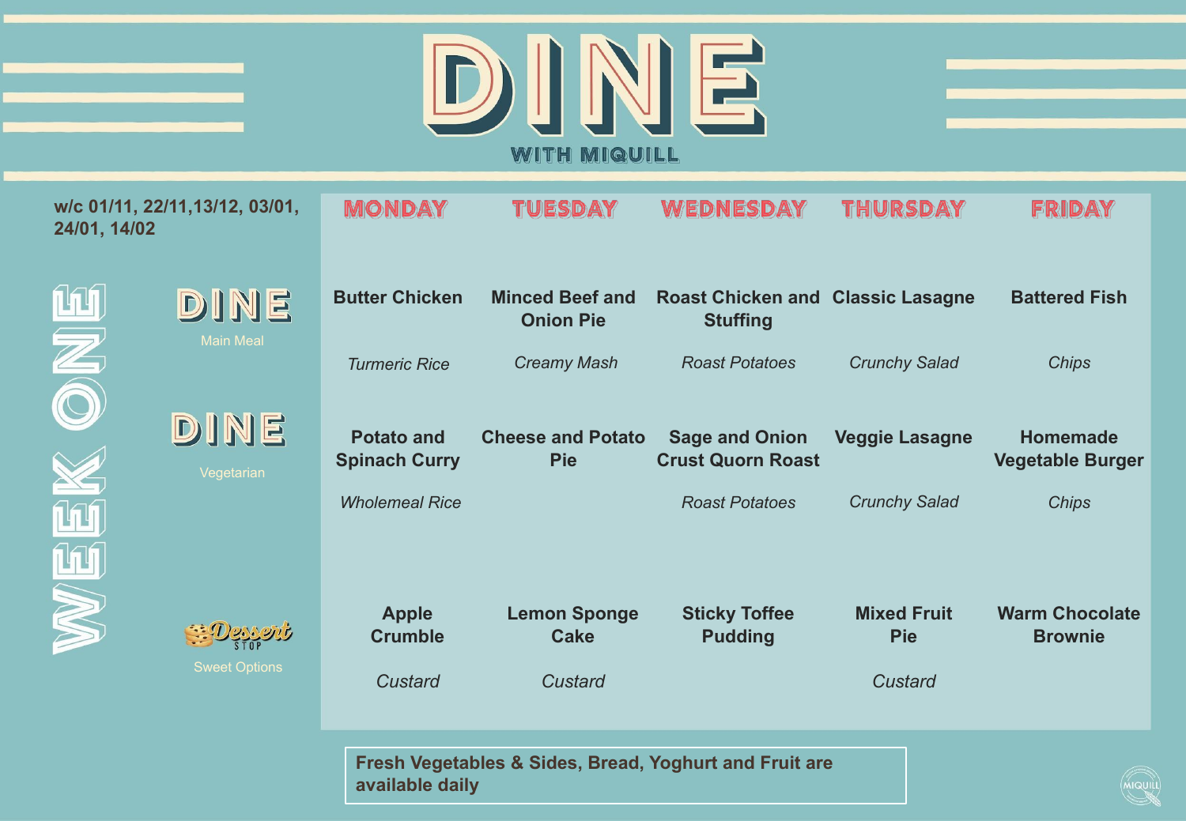# DINE

WITH MIQUILL

w/c 01/11, 22/11,13/12, 03/01, 24/01, 14/02

## WEEK ONE

| | MONDAY | TUESDAY | WEDNESDAY | THURSDAY | FRIDAY |
|---|---|---|---|---|---|
| **DINE** Main Meal | **Butter Chicken**<br>*Turmeric Rice* | **Minced Beef and Onion Pie**<br>*Creamy Mash* | **Roast Chicken and Stuffing**<br>*Roast Potatoes* | **Classic Lasagne**<br>*Crunchy Salad* | **Battered Fish**<br>*Chips* |
| **DINE** Vegetarian | **Potato and Spinach Curry**<br>*Wholemeal Rice* | **Cheese and Potato Pie** | **Sage and Onion Crust Quorn Roast**<br>*Roast Potatoes* | **Veggie Lasagne**<br>*Crunchy Salad* | **Homemade Vegetable Burger**<br>*Chips* |
| **Dessert Stop** Sweet Options | **Apple Crumble**<br>*Custard* | **Lemon Sponge Cake**<br>*Custard* | **Sticky Toffee Pudding** | **Mixed Fruit Pie**<br>*Custard* | **Warm Chocolate Brownie** |

**Fresh Vegetables & Sides, Bread, Yoghurt and Fruit are available daily**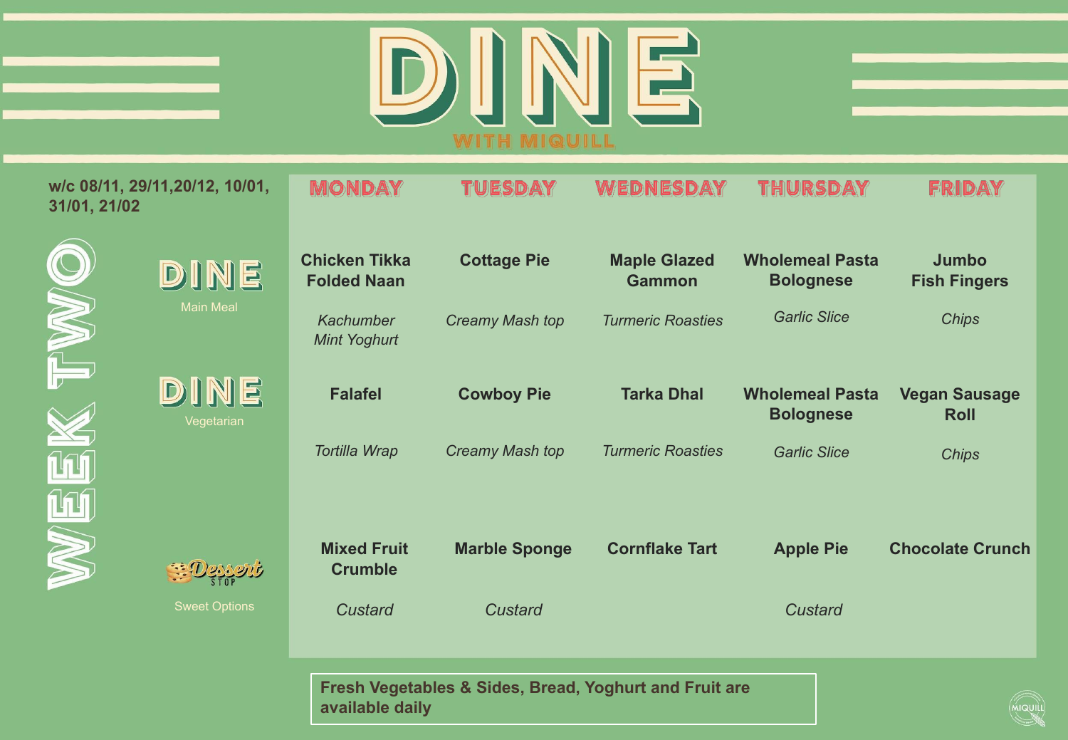# DINE

WITH MIQUILL

w/c 08/11, 29/11,20/12, 10/01, 31/01, 21/02

## WEEK TWO

| | MONDAY | TUESDAY | WEDNESDAY | THURSDAY | FRIDAY |
|---|---|---|---|---|---|
| **DINE** Main Meal | **Chicken Tikka Folded Naan** *Kachumber Mint Yoghurt* | **Cottage Pie** *Creamy Mash top* | **Maple Glazed Gammon** *Turmeric Roasties* | **Wholemeal Pasta Bolognese** *Garlic Slice* | **Jumbo Fish Fingers** *Chips* |
| **DINE** Vegetarian | **Falafel** *Tortilla Wrap* | **Cowboy Pie** *Creamy Mash top* | **Tarka Dhal** *Turmeric Roasties* | **Wholemeal Pasta Bolognese** *Garlic Slice* | **Vegan Sausage Roll** *Chips* |
| **Dessert STOP** Sweet Options | **Mixed Fruit Crumble** *Custard* | **Marble Sponge** *Custard* | **Cornflake Tart** | **Apple Pie** *Custard* | **Chocolate Crunch** |

**Fresh Vegetables & Sides, Bread, Yoghurt and Fruit are available daily**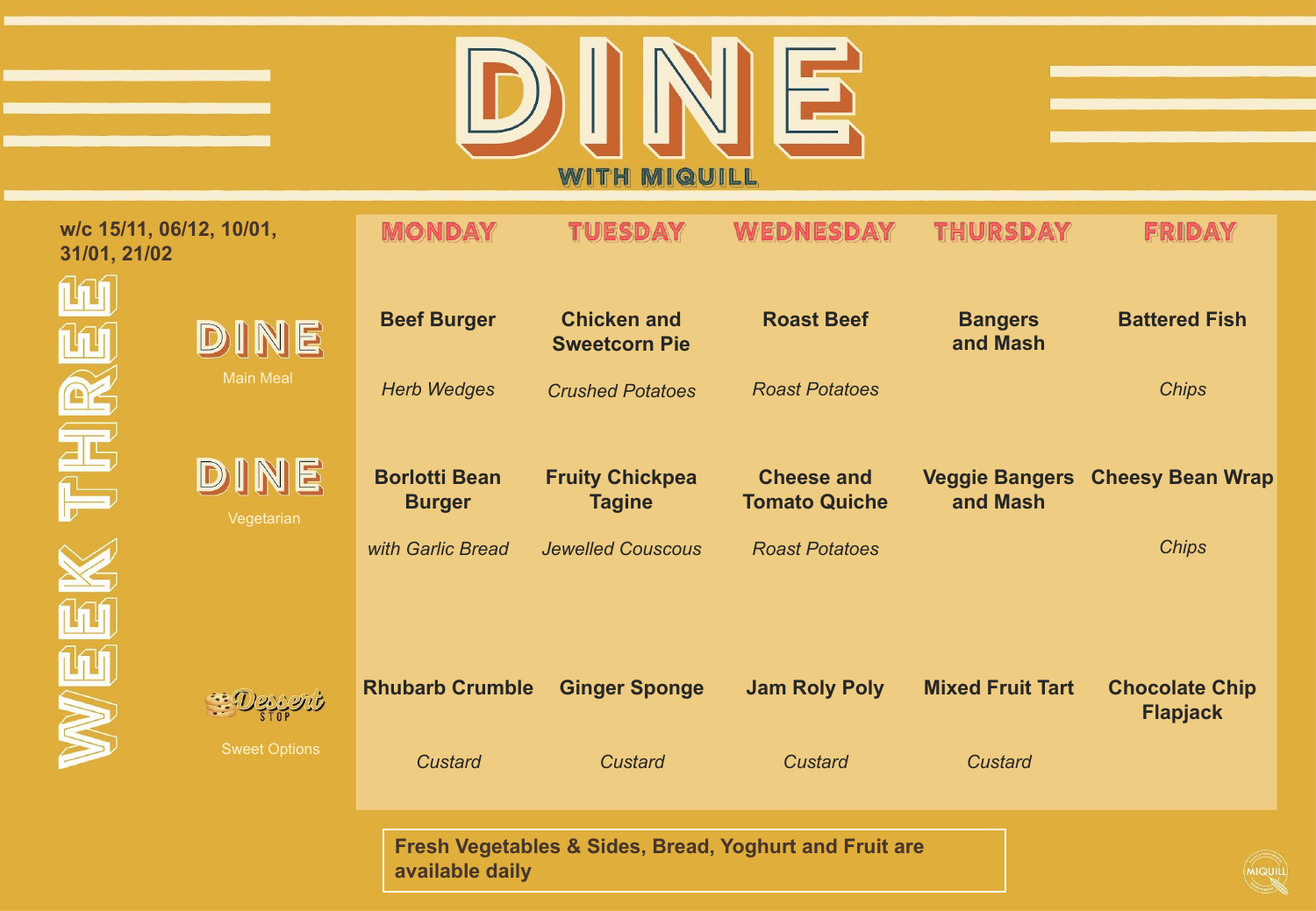# DINE

WITH MIQUILL

w/c 15/11, 06/12, 10/01, 31/01, 21/02

WEEK THREE

| | MONDAY | TUESDAY | WEDNESDAY | THURSDAY | FRIDAY |
|---|---|---|---|---|---|
| **DINE** Main Meal | **Beef Burger**<br>*Herb Wedges* | **Chicken and Sweetcorn Pie**<br>*Crushed Potatoes* | **Roast Beef**<br>*Roast Potatoes* | **Bangers and Mash** | **Battered Fish**<br>*Chips* |
| **DINE** Vegetarian | **Borlotti Bean Burger**<br>*with Garlic Bread* | **Fruity Chickpea Tagine**<br>*Jewelled Couscous* | **Cheese and Tomato Quiche**<br>*Roast Potatoes* | **Veggie Bangers and Mash** | **Cheesy Bean Wrap**<br>*Chips* |
| Dessert Stop Sweet Options | **Rhubarb Crumble**<br>*Custard* | **Ginger Sponge**<br>*Custard* | **Jam Roly Poly**<br>*Custard* | **Mixed Fruit Tart**<br>*Custard* | **Chocolate Chip Flapjack** |

**Fresh Vegetables & Sides, Bread, Yoghurt and Fruit are available daily**

MIQUILL